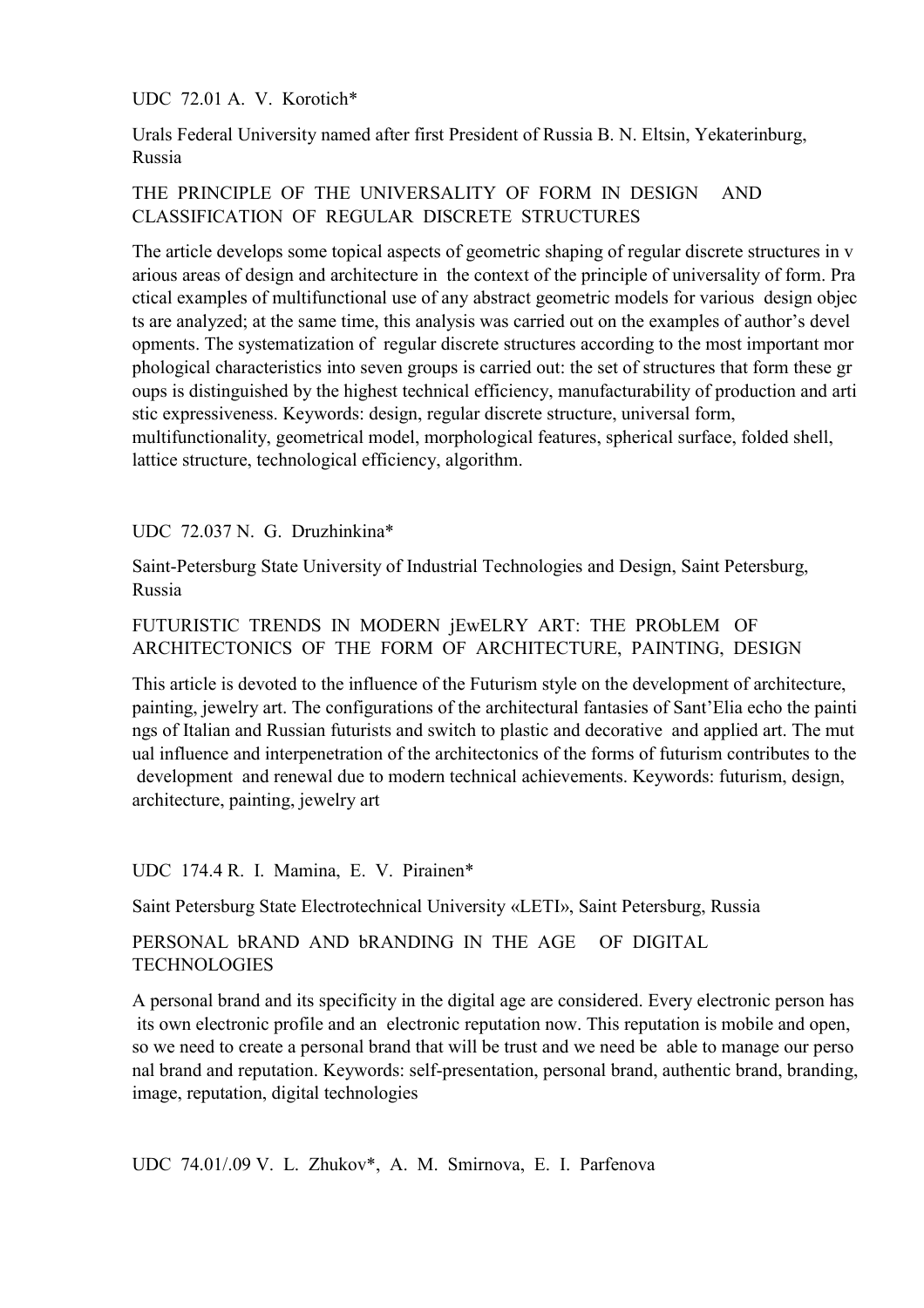UDC 72.01 A. V. Korotich*

Urals Federal University named after first President of Russia B. N. Eltsin, Yekaterinburg, Russia

## THE PRINCIPLE OF THE UNIVERSALITY OF FORM IN DESIGN AND CLASSIFICATION OF REGULAR DISCRETE STRUCTURES

The article develops some topical aspects of geometric shaping of regular discrete structures in various areas of design and architecture in the context of the principle of universality of form. Practical examples of multifunctional use of any abstract geometric models for various design objects are analyzed; at the same time, this analysis was carried out on the examples of author's developments. The systematization of regular discrete structures according to the most important morphological characteristics into seven groups is carried out: the set of structures that form these groups is distinguished by the highest technical efficiency, manufacturability of production and artistic expressiveness. Keywords: design, regular discrete structure, universal form, multifunctionality, geometrical model, morphological features, spherical surface, folded shell, lattice structure, technological efficiency, algorithm.

UDC 72.037 N. G. Druzhinkina*

Saint-Petersburg State University of Industrial Technologies and Design, Saint Petersburg, Russia

## FUTURISTIC TRENDS IN MODERN jEwELRY ART: THE PRObLEM OF ARCHITECTONICS OF THE FORM OF ARCHITECTURE, PAINTING, DESIGN

This article is devoted to the influence of the Futurism style on the development of architecture, painting, jewelry art. The configurations of the architectural fantasies of Sant'Elia echo the paintings of Italian and Russian futurists and switch to plastic and decorative and applied art. The mutual influence and interpenetration of the architectonics of the forms of futurism contributes to the development and renewal due to modern technical achievements. Keywords: futurism, design, architecture, painting, jewelry art

UDC 174.4 R. I. Mamina, E. V. Pirainen*

Saint Petersburg State Electrotechnical University «LETI», Saint Petersburg, Russia

## PERSONAL bRAND AND bRANDING IN THE AGE OF DIGITAL TECHNOLOGIES

A personal brand and its specificity in the digital age are considered. Every electronic person has its own electronic profile and an electronic reputation now. This reputation is mobile and open, so we need to create a personal brand that will be trust and we need be able to manage our personal brand and reputation. Keywords: self-presentation, personal brand, authentic brand, branding, image, reputation, digital technologies

UDC 74.01/.09 V. L. Zhukov*, A. M. Smirnova, E. I. Parfenova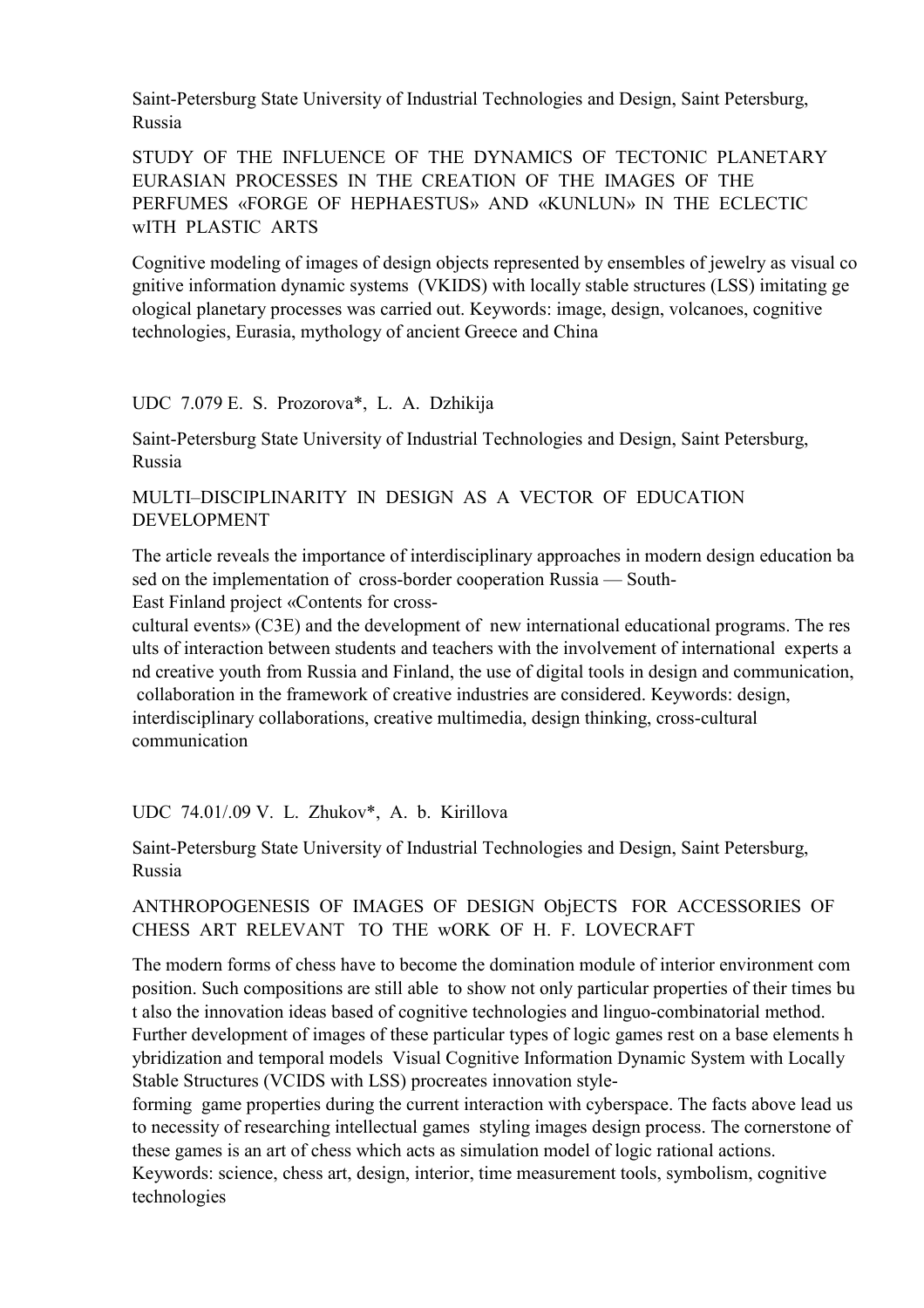Saint-Petersburg State University of Industrial Technologies and Design, Saint Petersburg, Russia

STUDY OF THE INFLUENCE OF THE DYNAMICS OF TECTONIC PLANETARY EURASIAN PROCESSES IN THE CREATION OF THE IMAGES OF THE PERFUMES «FORGE OF HEPHAESTUS» AND «KUNLUN» IN THE ECLECTIC wITH PLASTIC ARTS

Cognitive modeling of images of design objects represented by ensembles of jewelry as visual cognitive information dynamic systems (VKIDS) with locally stable structures (LSS) imitating geological planetary processes was carried out. Keywords: image, design, volcanoes, cognitive technologies, Eurasia, mythology of ancient Greece and China

UDC 7.079 E. S. Prozorova*, L. A. Dzhikija

Saint-Petersburg State University of Industrial Technologies and Design, Saint Petersburg, Russia

MULTI–DISCIPLINARITY IN DESIGN AS A VECTOR OF EDUCATION DEVELOPMENT

The article reveals the importance of interdisciplinary approaches in modern design education based on the implementation of cross-border cooperation Russia — South-East Finland project «Contents for cross-cultural events» (C3E) and the development of new international educational programs. The results of interaction between students and teachers with the involvement of international experts and creative youth from Russia and Finland, the use of digital tools in design and communication, collaboration in the framework of creative industries are considered. Keywords: design, interdisciplinary collaborations, creative multimedia, design thinking, cross-cultural communication

UDC 74.01/.09 V. L. Zhukov*, A. b. Kirillova

Saint-Petersburg State University of Industrial Technologies and Design, Saint Petersburg, Russia

ANTHROPOGENESIS OF IMAGES OF DESIGN ObjECTS FOR ACCESSORIES OF CHESS ART RELEVANT TO THE wORK OF H. F. LOVECRAFT

The modern forms of chess have to become the domination module of interior environment composition. Such compositions are still able to show not only particular properties of their times but also the innovation ideas based of cognitive technologies and linguo-combinatorial method. Further development of images of these particular types of logic games rest on a base elements hybridization and temporal models Visual Cognitive Information Dynamic System with Locally Stable Structures (VCIDS with LSS) procreates innovation style-forming game properties during the current interaction with cyberspace. The facts above lead us to necessity of researching intellectual games styling images design process. The cornerstone of these games is an art of chess which acts as simulation model of logic rational actions. Keywords: science, chess art, design, interior, time measurement tools, symbolism, cognitive technologies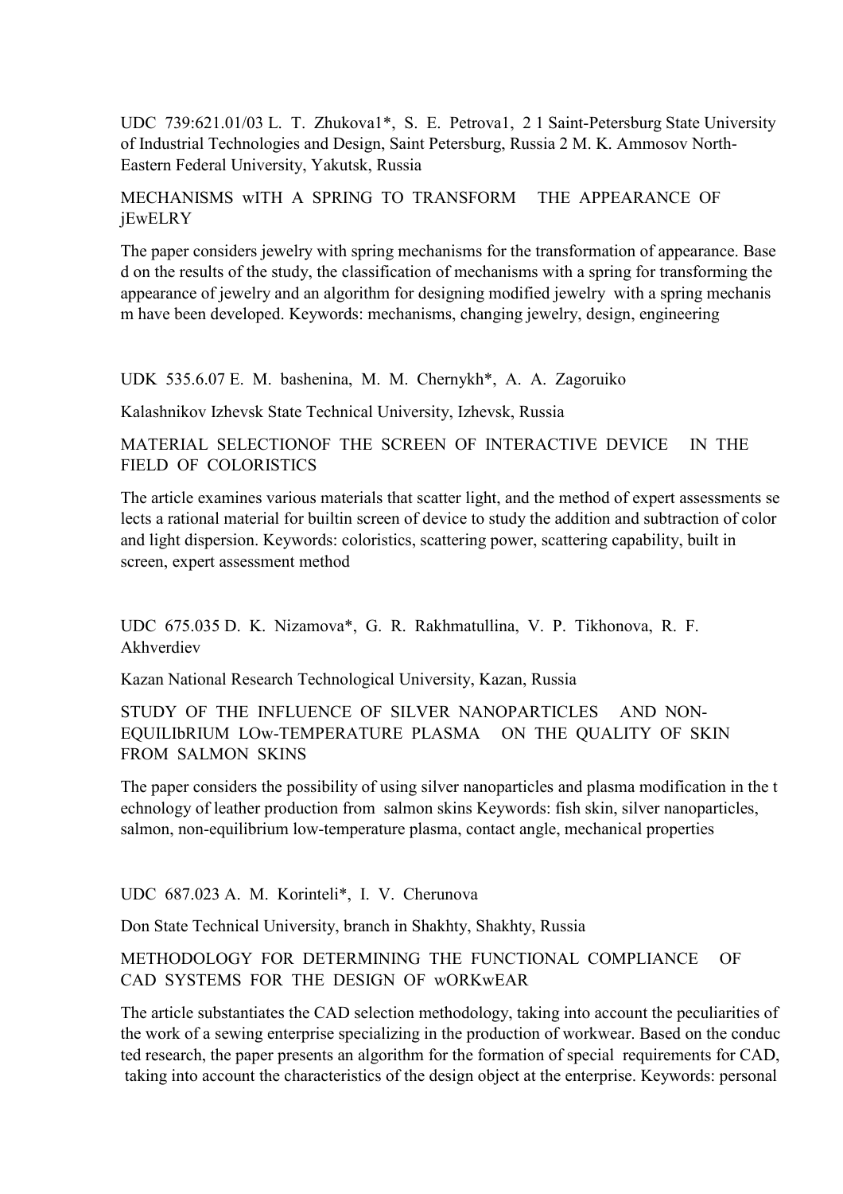UDC 739:621.01/03 L. T. Zhukova1*, S. E. Petrova1, 2 1 Saint-Petersburg State University of Industrial Technologies and Design, Saint Petersburg, Russia 2 M. K. Ammosov North-Eastern Federal University, Yakutsk, Russia

MECHANISMS wITH A SPRING TO TRANSFORM THE APPEARANCE OF jEwELRY

The paper considers jewelry with spring mechanisms for the transformation of appearance. Base d on the results of the study, the classification of mechanisms with a spring for transforming the appearance of jewelry and an algorithm for designing modified jewelry with a spring mechanis m have been developed. Keywords: mechanisms, changing jewelry, design, engineering

UDK 535.6.07 E. M. bashenina, M. M. Chernykh*, A. A. Zagoruiko

Kalashnikov Izhevsk State Technical University, Izhevsk, Russia

MATERIAL SELECTIONOF THE SCREEN OF INTERACTIVE DEVICE IN THE FIELD OF COLORISTICS

The article examines various materials that scatter light, and the method of expert assessments se lects a rational material for builtin screen of device to study the addition and subtraction of color and light dispersion. Keywords: coloristics, scattering power, scattering capability, built in screen, expert assessment method

UDC 675.035 D. K. Nizamova*, G. R. Rakhmatullina, V. P. Tikhonova, R. F. Akhverdiev

Kazan National Research Technological University, Kazan, Russia

STUDY OF THE INFLUENCE OF SILVER NANOPARTICLES AND NON-EQUILIbRIUM LOw-TEMPERATURE PLASMA ON THE QUALITY OF SKIN FROM SALMON SKINS

The paper considers the possibility of using silver nanoparticles and plasma modification in the t echnology of leather production from salmon skins Keywords: fish skin, silver nanoparticles, salmon, non-equilibrium low-temperature plasma, contact angle, mechanical properties

UDC 687.023 A. M. Korinteli*, I. V. Cherunova

Don State Technical University, branch in Shakhty, Shakhty, Russia

METHODOLOGY FOR DETERMINING THE FUNCTIONAL COMPLIANCE OF CAD SYSTEMS FOR THE DESIGN OF wORKwEAR

The article substantiates the CAD selection methodology, taking into account the peculiarities of the work of a sewing enterprise specializing in the production of workwear. Based on the conduc ted research, the paper presents an algorithm for the formation of special requirements for CAD, taking into account the characteristics of the design object at the enterprise. Keywords: personal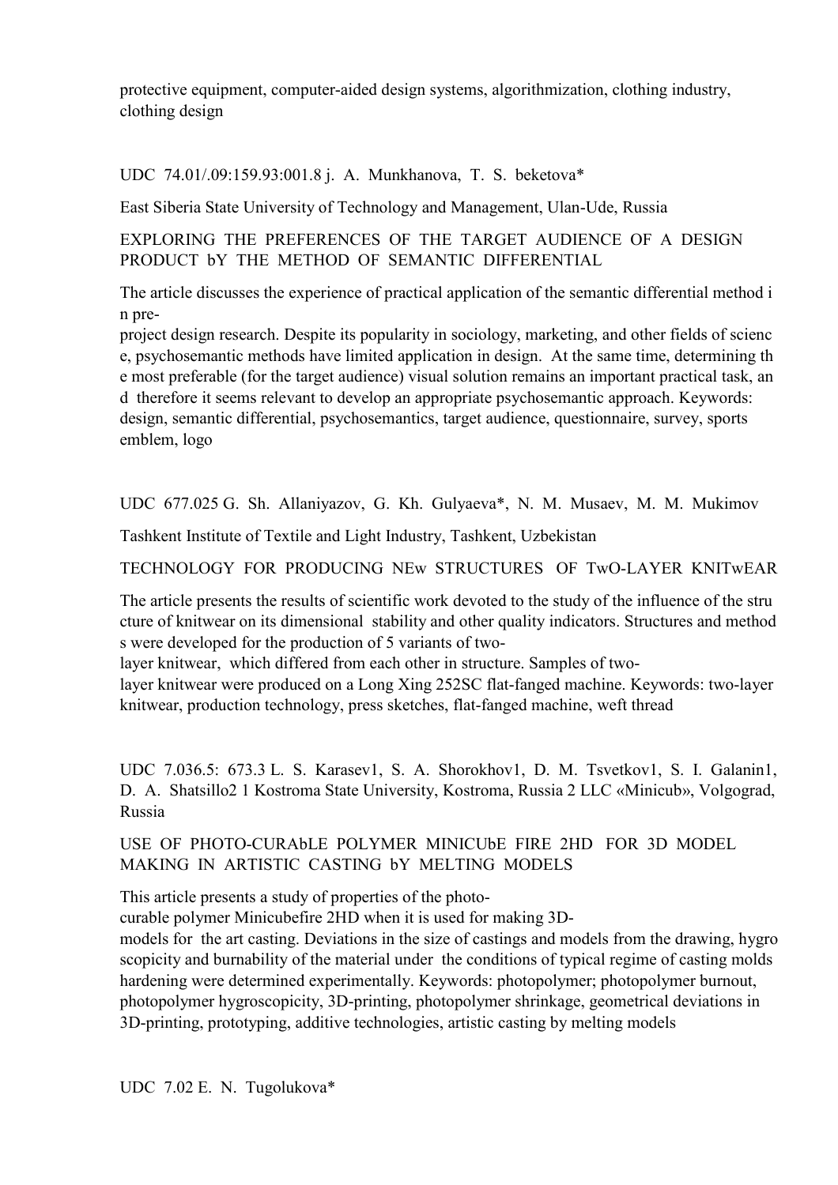protective equipment, computer-aided design systems, algorithmization, clothing industry, clothing design

UDC 74.01/.09:159.93:001.8 j. A. Munkhanova, T. S. beketova*

East Siberia State University of Technology and Management, Ulan-Ude, Russia

EXPLORING THE PREFERENCES OF THE TARGET AUDIENCE OF A DESIGN PRODUCT bY THE METHOD OF SEMANTIC DIFFERENTIAL

The article discusses the experience of practical application of the semantic differential method in pre-project design research. Despite its popularity in sociology, marketing, and other fields of science, psychosemantic methods have limited application in design. At the same time, determining the most preferable (for the target audience) visual solution remains an important practical task, and therefore it seems relevant to develop an appropriate psychosemantic approach. Keywords: design, semantic differential, psychosemantics, target audience, questionnaire, survey, sports emblem, logo

UDC 677.025 G. Sh. Allaniyazov, G. Kh. Gulyaeva*, N. M. Musaev, M. M. Mukimov

Tashkent Institute of Textile and Light Industry, Tashkent, Uzbekistan

TECHNOLOGY FOR PRODUCING NEw STRUCTURES OF TwO-LAYER KNITwEAR

The article presents the results of scientific work devoted to the study of the influence of the structure of knitwear on its dimensional stability and other quality indicators. Structures and methods were developed for the production of 5 variants of two-layer knitwear, which differed from each other in structure. Samples of two-layer knitwear were produced on a Long Xing 252SC flat-fanged machine. Keywords: two-layer knitwear, production technology, press sketches, flat-fanged machine, weft thread

UDC 7.036.5: 673.3 L. S. Karasev1, S. A. Shorokhov1, D. M. Tsvetkov1, S. I. Galanin1, D. A. Shatsillo2 1 Kostroma State University, Kostroma, Russia 2 LLC «Minicub», Volgograd, Russia

USE OF PHOTO-CURAbLE POLYMER MINICUbE FIRE 2HD FOR 3D MODEL MAKING IN ARTISTIC CASTING bY MELTING MODELS

This article presents a study of properties of the photo-curable polymer Minicubefire 2HD when it is used for making 3D-models for the art casting. Deviations in the size of castings and models from the drawing, hygroscopicity and burnability of the material under the conditions of typical regime of casting molds hardening were determined experimentally. Keywords: photopolymer; photopolymer burnout, photopolymer hygroscopicity, 3D-printing, photopolymer shrinkage, geometrical deviations in 3D-printing, prototyping, additive technologies, artistic casting by melting models

UDC 7.02 E. N. Tugolukova*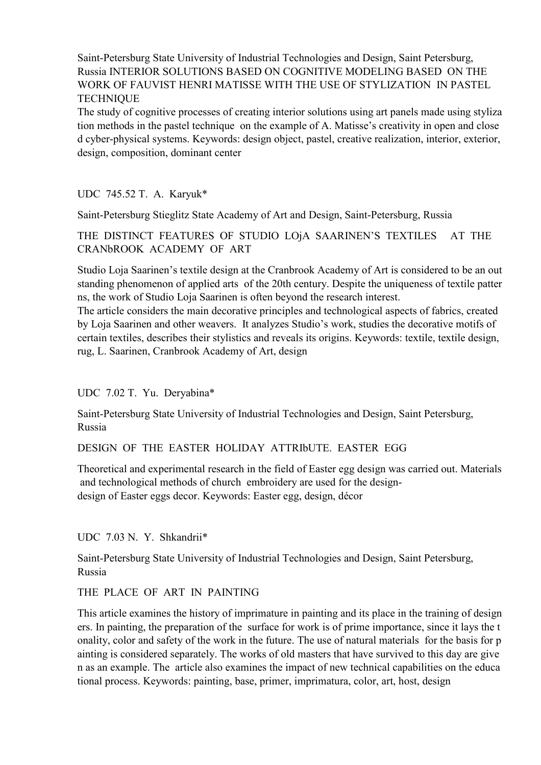Saint-Petersburg State University of Industrial Technologies and Design, Saint Petersburg, Russia INTERIOR SOLUTIONS BASED ON COGNITIVE MODELING BASED ON THE WORK OF FAUVIST HENRI MATISSE WITH THE USE OF STYLIZATION IN PASTEL TECHNIQUE

The study of cognitive processes of creating interior solutions using art panels made using styliza tion methods in the pastel technique on the example of A. Matisse's creativity in open and close d cyber-physical systems. Keywords: design object, pastel, creative realization, interior, exterior, design, composition, dominant center

UDC 745.52 T. A. Karyuk*

Saint-Petersburg Stieglitz State Academy of Art and Design, Saint-Petersburg, Russia

## THE DISTINCT FEATURES OF STUDIO LOjA SAARINEN'S TEXTILES AT THE CRANbROOK ACADEMY OF ART

Studio Loja Saarinen's textile design at the Cranbrook Academy of Art is considered to be an out standing phenomenon of applied arts of the 20th century. Despite the uniqueness of textile patter ns, the work of Studio Loja Saarinen is often beyond the research interest.

The article considers the main decorative principles and technological aspects of fabrics, created by Loja Saarinen and other weavers. It analyzes Studio's work, studies the decorative motifs of certain textiles, describes their stylistics and reveals its origins. Keywords: textile, textile design, rug, L. Saarinen, Cranbrook Academy of Art, design

UDC 7.02 T. Yu. Deryabina*

Saint-Petersburg State University of Industrial Technologies and Design, Saint Petersburg, Russia

## DESIGN OF THE EASTER HOLIDAY ATTRIbUTE. EASTER EGG

Theoretical and experimental research in the field of Easter egg design was carried out. Materials and technological methods of church embroidery are used for the design-design of Easter eggs decor. Keywords: Easter egg, design, décor

UDC 7.03 N. Y. Shkandrii*

Saint-Petersburg State University of Industrial Technologies and Design, Saint Petersburg, Russia

## THE PLACE OF ART IN PAINTING

This article examines the history of imprimature in painting and its place in the training of design ers. In painting, the preparation of the surface for work is of prime importance, since it lays the t onality, color and safety of the work in the future. The use of natural materials for the basis for p ainting is considered separately. The works of old masters that have survived to this day are give n as an example. The article also examines the impact of new technical capabilities on the educa tional process. Keywords: painting, base, primer, imprimatura, color, art, host, design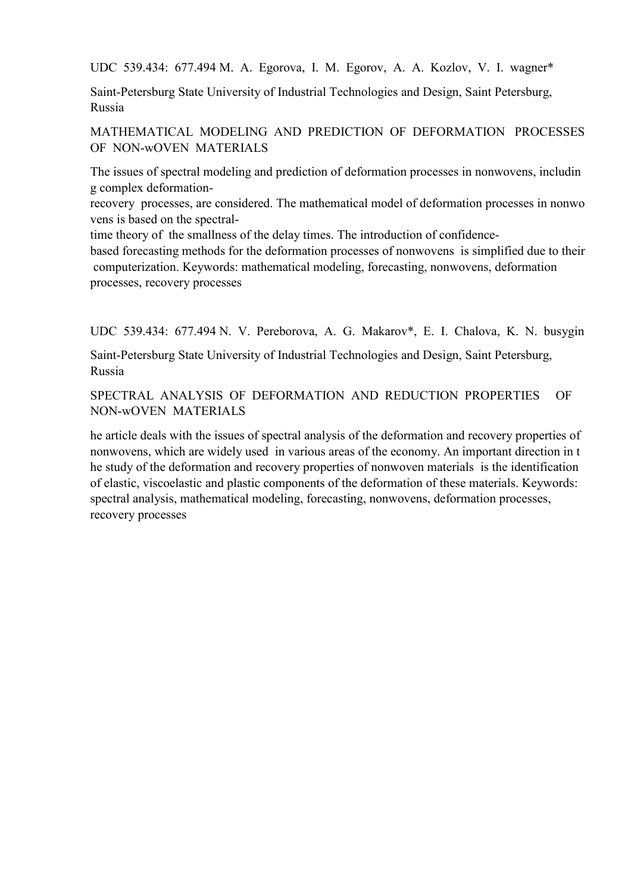UDC 539.434: 677.494 M. A. Egorova, I. M. Egorov, A. A. Kozlov, V. I. wagner*

Saint-Petersburg State University of Industrial Technologies and Design, Saint Petersburg, Russia

MATHEMATICAL MODELING AND PREDICTION OF DEFORMATION PROCESSES OF NON-wOVEN MATERIALS

The issues of spectral modeling and prediction of deformation processes in nonwovens, includin g complex deformation-recovery processes, are considered. The mathematical model of deformation processes in nonwo vens is based on the spectral-time theory of the smallness of the delay times. The introduction of confidence-based forecasting methods for the deformation processes of nonwovens is simplified due to their computerization. Keywords: mathematical modeling, forecasting, nonwovens, deformation processes, recovery processes

UDC 539.434: 677.494 N. V. Pereborova, A. G. Makarov*, E. I. Chalova, K. N. busygin

Saint-Petersburg State University of Industrial Technologies and Design, Saint Petersburg, Russia

SPECTRAL ANALYSIS OF DEFORMATION AND REDUCTION PROPERTIES OF NON-wOVEN MATERIALS

he article deals with the issues of spectral analysis of the deformation and recovery properties of nonwovens, which are widely used in various areas of the economy. An important direction in t he study of the deformation and recovery properties of nonwoven materials is the identification of elastic, viscoelastic and plastic components of the deformation of these materials. Keywords: spectral analysis, mathematical modeling, forecasting, nonwovens, deformation processes, recovery processes